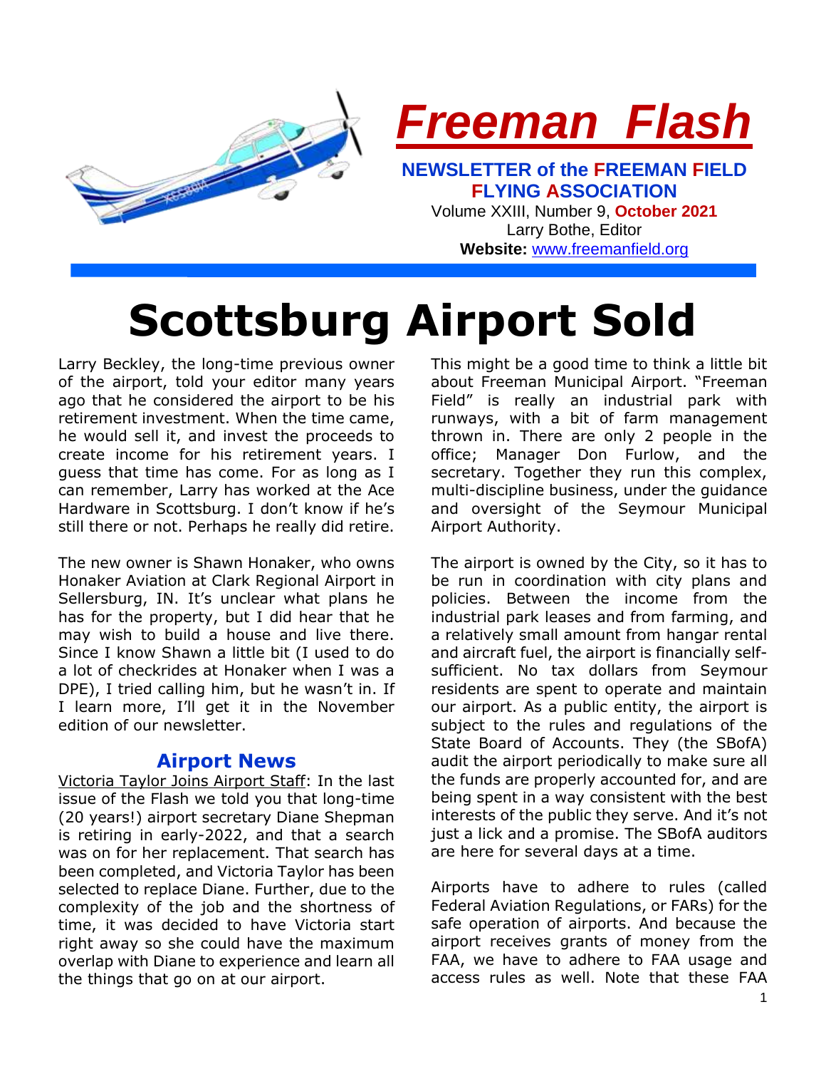# *Freeman Flash*

**NEWSLETTER of the FREEMAN FIELD FLYING ASSOCIATION**

Volume XXIII, Number 9, **October 2021**

Larry Bothe, Editor

**Website:** [www.freemanfield.org](http://www.freemanfield.org)

# Scottsburg Airport Sold

Larry Beckley, the long-time previous owner of the airport, told your editor many years ago that he considered the airport to be his retirement investment. When the time came, he would sell it, and invest the proceeds to create income for his retirement years. I guess that time has come. For as long as I can remember, Larry has worked at the Ace Hardware in Scottsburg. I don't know if he's still there or not. Perhaps he really did retire.

The new owner is Shawn Honaker, who owns Honaker Aviation at Clark Regional Airport in Sellersburg, IN. It's unclear what plans he has for the property, but I did hear that he may wish to build a house and live there. Since I know Shawn a little bit (I used to do a lot of checkrides at Honaker when I was a DPE), I tried calling him, but he wasn't in. If I learn more, I'll get it in the November edition of our newsletter.

## Airport News

Victoria Taylor Joins Airport Staff: In the last issue of the Flash we told you that long-time (20 years!) airport secretary Diane Shepman is retiring in early-2022, and that a search was on for her replacement. That search has been completed, and Victoria Taylor has been selected to replace Diane. Further, due to the complexity of the job and the shortness of time, it was decided to have Victoria start right away so she could have the maximum overlap with Diane to experience and learn all the things that go on at our airport.

This might be a good time to think a little bit about Freeman Municipal Airport. "Freeman Field" is really an industrial park with runways, with a bit of farm management thrown in. There are only 2 people in the office; Manager Don Furlow, and the secretary. Together they run this complex, multi-discipline business, under the guidance and oversight of the Seymour Municipal Airport Authority.

The airport is owned by the City, so it has to be run in coordination with city plans and policies. Between the income from the industrial park leases and from farming, and a relatively small amount from hangar rental and aircraft fuel, the airport is financially self-sufficient. No tax dollars from Seymour residents are spent to operate and maintain our airport. As a public entity, the airport is subject to the rules and regulations of the State Board of Accounts. They (the SBofA) audit the airport periodically to make sure all the funds are properly accounted for, and are being spent in a way consistent with the best interests of the public they serve. And it's not just a lick and a promise. The SBofA auditors are here for several days at a time.

Airports have to adhere to rules (called Federal Aviation Regulations, or FARs) for the safe operation of airports. And because the airport receives grants of money from the FAA, we have to adhere to FAA usage and access rules as well. Note that these FAA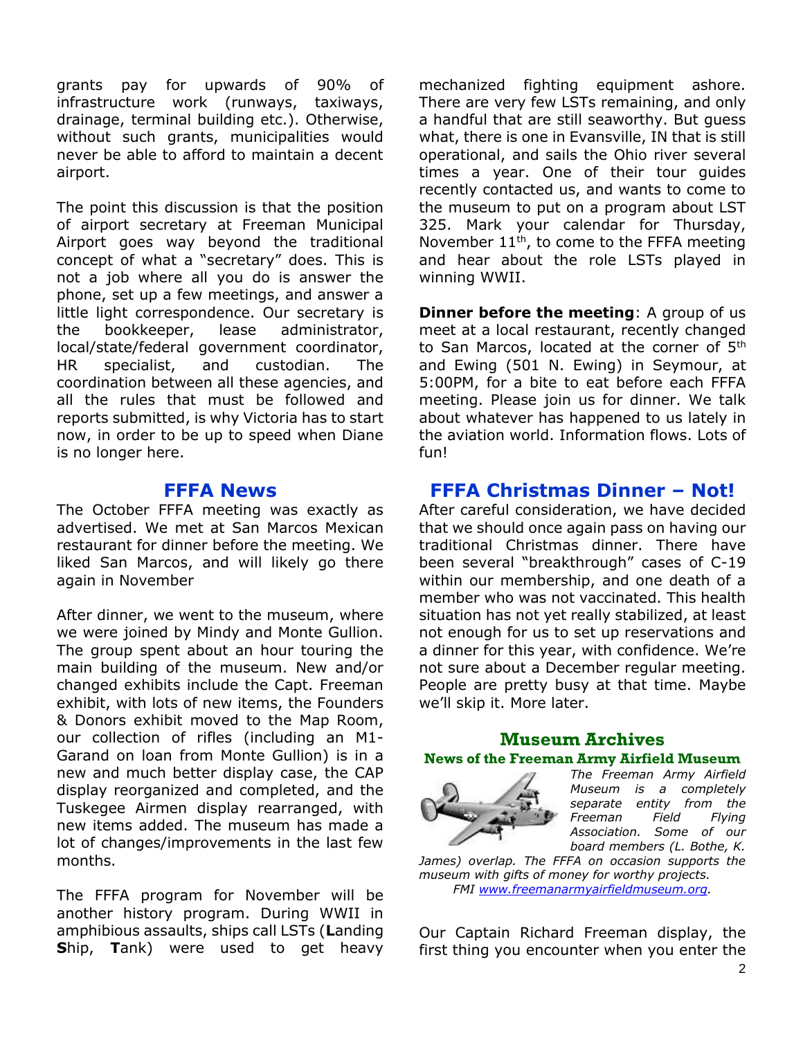grants pay for upwards of 90% of infrastructure work (runways, taxiways, drainage, terminal building etc.). Otherwise, without such grants, municipalities would never be able to afford to maintain a decent airport.

The point this discussion is that the position of airport secretary at Freeman Municipal Airport goes way beyond the traditional concept of what a "secretary" does. This is not a job where all you do is answer the phone, set up a few meetings, and answer a little light correspondence. Our secretary is the bookkeeper, lease administrator, local/state/federal government coordinator, HR specialist, and custodian. The coordination between all these agencies, and all the rules that must be followed and reports submitted, is why Victoria has to start now, in order to be up to speed when Diane is no longer here.

## FFFA News

The October FFFA meeting was exactly as advertised. We met at San Marcos Mexican restaurant for dinner before the meeting. We liked San Marcos, and will likely go there again in November

After dinner, we went to the museum, where we were joined by Mindy and Monte Gullion. The group spent about an hour touring the main building of the museum. New and/or changed exhibits include the Capt. Freeman exhibit, with lots of new items, the Founders & Donors exhibit moved to the Map Room, our collection of rifles (including an M1-Garand on loan from Monte Gullion) is in a new and much better display case, the CAP display reorganized and completed, and the Tuskegee Airmen display rearranged, with new items added. The museum has made a lot of changes/improvements in the last few months.

The FFFA program for November will be another history program. During WWII in amphibious assaults, ships call LSTs (**L**anding **S**hip, **T**ank) were used to get heavy mechanized fighting equipment ashore. There are very few LSTs remaining, and only a handful that are still seaworthy. But guess what, there is one in Evansville, IN that is still operational, and sails the Ohio river several times a year. One of their tour guides recently contacted us, and wants to come to the museum to put on a program about LST 325. Mark your calendar for Thursday, November 11th, to come to the FFFA meeting and hear about the role LSTs played in winning WWII.

**Dinner before the meeting**: A group of us meet at a local restaurant, recently changed to San Marcos, located at the corner of 5th and Ewing (501 N. Ewing) in Seymour, at 5:00PM, for a bite to eat before each FFFA meeting. Please join us for dinner. We talk about whatever has happened to us lately in the aviation world. Information flows. Lots of fun!

## FFFA Christmas Dinner – Not!

After careful consideration, we have decided that we should once again pass on having our traditional Christmas dinner. There have been several "breakthrough" cases of C-19 within our membership, and one death of a member who was not vaccinated. This health situation has not yet really stabilized, at least not enough for us to set up reservations and a dinner for this year, with confidence. We're not sure about a December regular meeting. People are pretty busy at that time. Maybe we'll skip it. More later.

## Museum Archives

### News of the Freeman Army Airfield Museum

*The Freeman Army Airfield Museum is a completely separate entity from the Freeman Field Flying Association. Some of our board members (L. Bothe, K. James) overlap. The FFFA on occasion supports the museum with gifts of money for worthy projects. FMI www.freemanarmyairfieldmuseum.org.*

Our Captain Richard Freeman display, the first thing you encounter when you enter the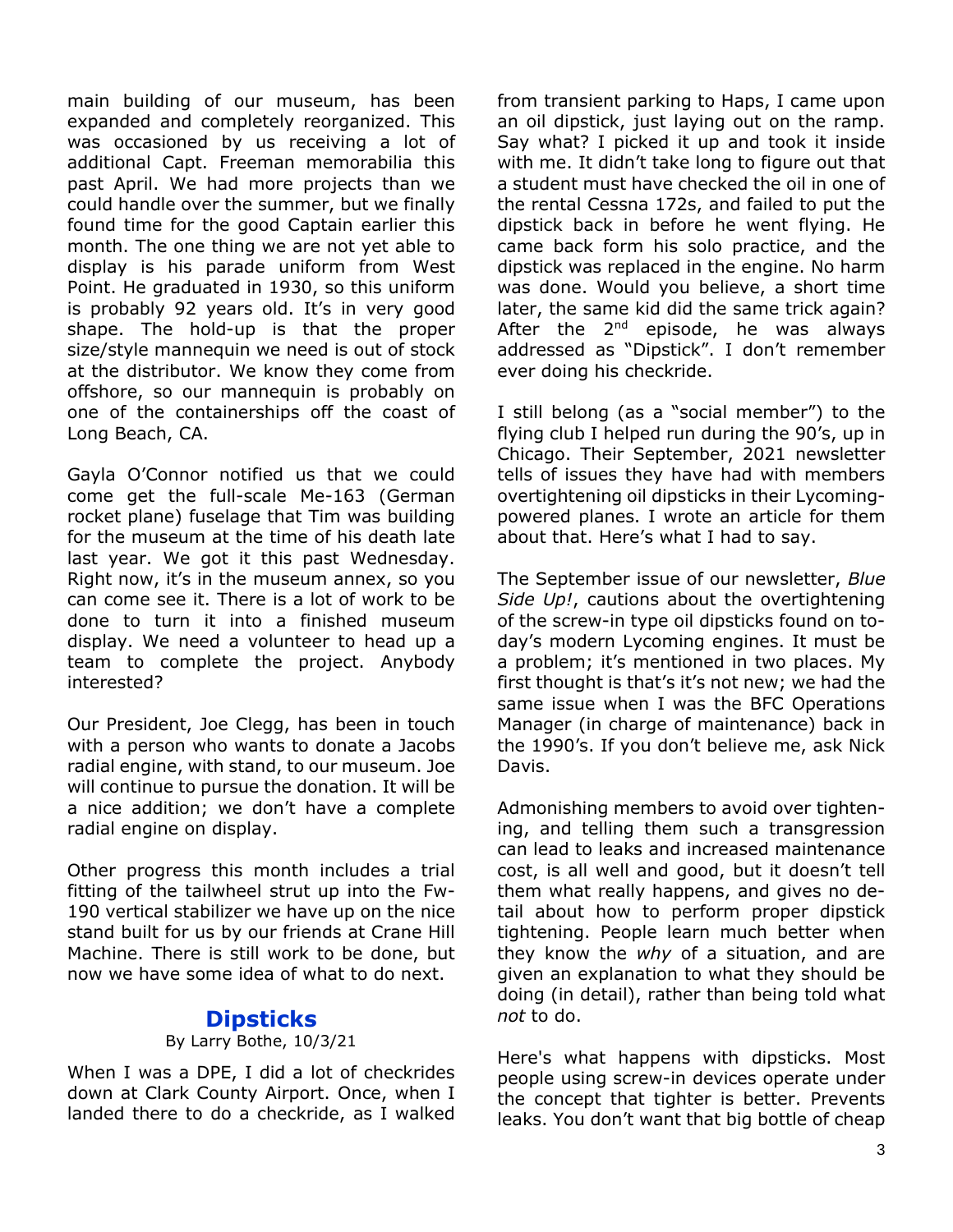main building of our museum, has been expanded and completely reorganized. This was occasioned by us receiving a lot of additional Capt. Freeman memorabilia this past April. We had more projects than we could handle over the summer, but we finally found time for the good Captain earlier this month. The one thing we are not yet able to display is his parade uniform from West Point. He graduated in 1930, so this uniform is probably 92 years old. It's in very good shape. The hold-up is that the proper size/style mannequin we need is out of stock at the distributor. We know they come from offshore, so our mannequin is probably on one of the containerships off the coast of Long Beach, CA.

Gayla O'Connor notified us that we could come get the full-scale Me-163 (German rocket plane) fuselage that Tim was building for the museum at the time of his death late last year. We got it this past Wednesday. Right now, it's in the museum annex, so you can come see it. There is a lot of work to be done to turn it into a finished museum display. We need a volunteer to head up a team to complete the project. Anybody interested?

Our President, Joe Clegg, has been in touch with a person who wants to donate a Jacobs radial engine, with stand, to our museum. Joe will continue to pursue the donation. It will be a nice addition; we don't have a complete radial engine on display.

Other progress this month includes a trial fitting of the tailwheel strut up into the Fw-190 vertical stabilizer we have up on the nice stand built for us by our friends at Crane Hill Machine. There is still work to be done, but now we have some idea of what to do next.

## Dipsticks

By Larry Bothe, 10/3/21

When I was a DPE, I did a lot of checkrides down at Clark County Airport. Once, when I landed there to do a checkride, as I walked from transient parking to Haps, I came upon an oil dipstick, just laying out on the ramp. Say what? I picked it up and took it inside with me. It didn't take long to figure out that a student must have checked the oil in one of the rental Cessna 172s, and failed to put the dipstick back in before he went flying. He came back form his solo practice, and the dipstick was replaced in the engine. No harm was done. Would you believe, a short time later, the same kid did the same trick again? After the 2nd episode, he was always addressed as "Dipstick". I don't remember ever doing his checkride.

I still belong (as a "social member") to the flying club I helped run during the 90's, up in Chicago. Their September, 2021 newsletter tells of issues they have had with members overtightening oil dipsticks in their Lycoming-powered planes. I wrote an article for them about that. Here's what I had to say.

The September issue of our newsletter, *Blue Side Up!*, cautions about the overtightening of the screw-in type oil dipsticks found on today's modern Lycoming engines. It must be a problem; it's mentioned in two places. My first thought is that's it's not new; we had the same issue when I was the BFC Operations Manager (in charge of maintenance) back in the 1990's. If you don't believe me, ask Nick Davis.

Admonishing members to avoid over tightening, and telling them such a transgression can lead to leaks and increased maintenance cost, is all well and good, but it doesn't tell them what really happens, and gives no detail about how to perform proper dipstick tightening. People learn much better when they know the *why* of a situation, and are given an explanation to what they should be doing (in detail), rather than being told what *not* to do.

Here's what happens with dipsticks. Most people using screw-in devices operate under the concept that tighter is better. Prevents leaks. You don't want that big bottle of cheap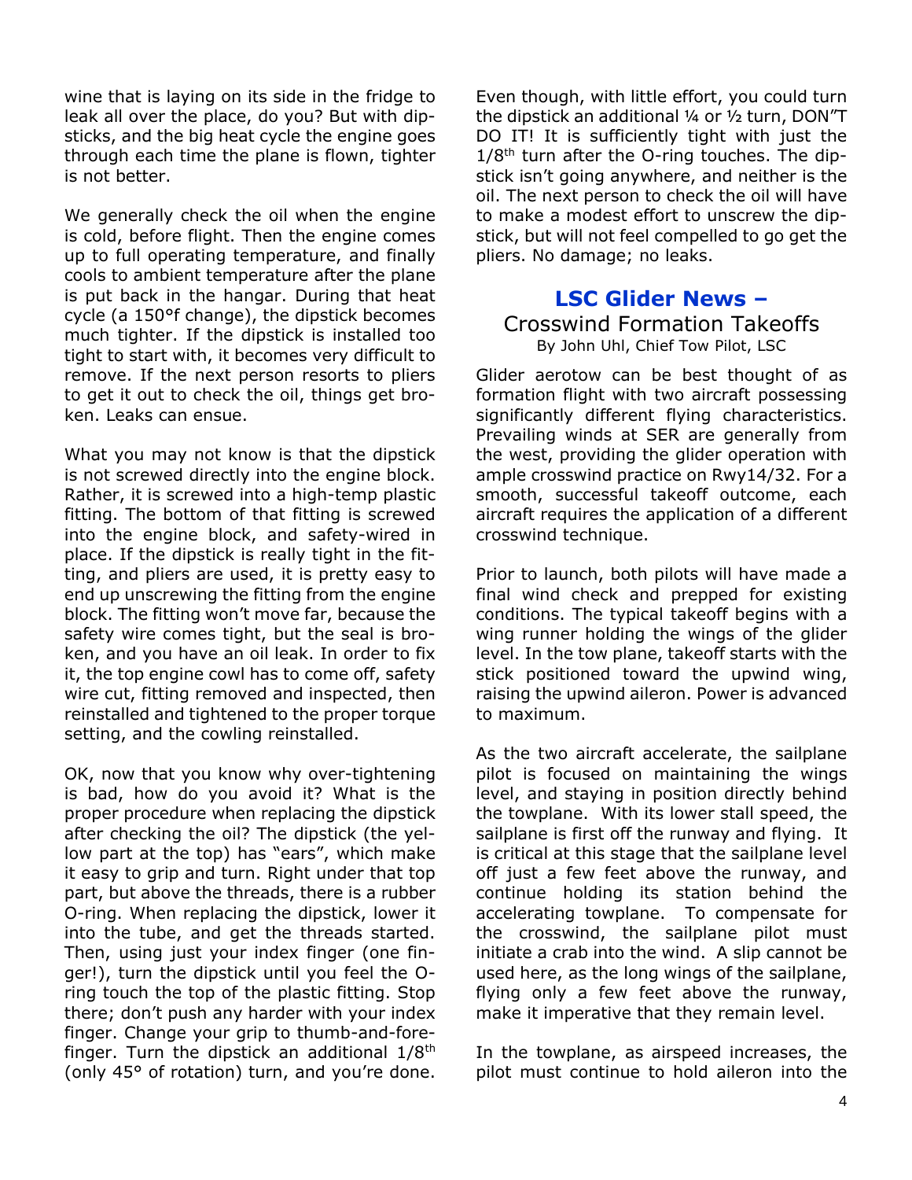wine that is laying on its side in the fridge to leak all over the place, do you? But with dipsticks, and the big heat cycle the engine goes through each time the plane is flown, tighter is not better.

We generally check the oil when the engine is cold, before flight. Then the engine comes up to full operating temperature, and finally cools to ambient temperature after the plane is put back in the hangar. During that heat cycle (a 150°f change), the dipstick becomes much tighter. If the dipstick is installed too tight to start with, it becomes very difficult to remove. If the next person resorts to pliers to get it out to check the oil, things get broken. Leaks can ensue.

What you may not know is that the dipstick is not screwed directly into the engine block. Rather, it is screwed into a high-temp plastic fitting. The bottom of that fitting is screwed into the engine block, and safety-wired in place. If the dipstick is really tight in the fitting, and pliers are used, it is pretty easy to end up unscrewing the fitting from the engine block. The fitting won't move far, because the safety wire comes tight, but the seal is broken, and you have an oil leak. In order to fix it, the top engine cowl has to come off, safety wire cut, fitting removed and inspected, then reinstalled and tightened to the proper torque setting, and the cowling reinstalled.

OK, now that you know why over-tightening is bad, how do you avoid it? What is the proper procedure when replacing the dipstick after checking the oil? The dipstick (the yellow part at the top) has "ears", which make it easy to grip and turn. Right under that top part, but above the threads, there is a rubber O-ring. When replacing the dipstick, lower it into the tube, and get the threads started. Then, using just your index finger (one finger!), turn the dipstick until you feel the O-ring touch the top of the plastic fitting. Stop there; don't push any harder with your index finger. Change your grip to thumb-and-forefinger. Turn the dipstick an additional 1/8th (only 45° of rotation) turn, and you're done. Even though, with little effort, you could turn the dipstick an additional ¼ or ½ turn, DON"T DO IT! It is sufficiently tight with just the 1/8th turn after the O-ring touches. The dipstick isn't going anywhere, and neither is the oil. The next person to check the oil will have to make a modest effort to unscrew the dipstick, but will not feel compelled to go get the pliers. No damage; no leaks.

## LSC Glider News – Crosswind Formation Takeoffs

By John Uhl, Chief Tow Pilot, LSC

Glider aerotow can be best thought of as formation flight with two aircraft possessing significantly different flying characteristics. Prevailing winds at SER are generally from the west, providing the glider operation with ample crosswind practice on Rwy14/32. For a smooth, successful takeoff outcome, each aircraft requires the application of a different crosswind technique.

Prior to launch, both pilots will have made a final wind check and prepped for existing conditions. The typical takeoff begins with a wing runner holding the wings of the glider level. In the tow plane, takeoff starts with the stick positioned toward the upwind wing, raising the upwind aileron. Power is advanced to maximum.

As the two aircraft accelerate, the sailplane pilot is focused on maintaining the wings level, and staying in position directly behind the towplane. With its lower stall speed, the sailplane is first off the runway and flying. It is critical at this stage that the sailplane level off just a few feet above the runway, and continue holding its station behind the accelerating towplane. To compensate for the crosswind, the sailplane pilot must initiate a crab into the wind. A slip cannot be used here, as the long wings of the sailplane, flying only a few feet above the runway, make it imperative that they remain level.

In the towplane, as airspeed increases, the pilot must continue to hold aileron into the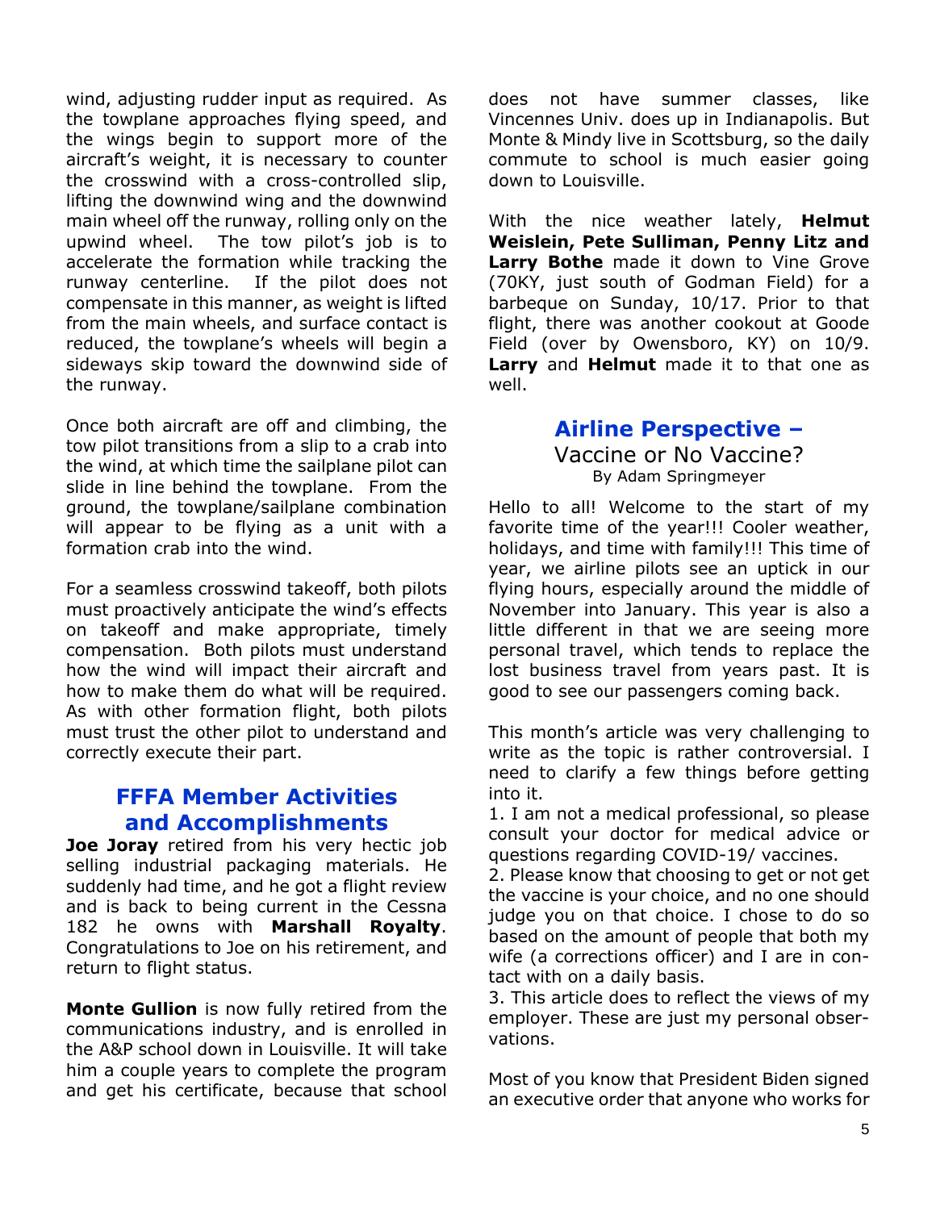wind, adjusting rudder input as required. As the towplane approaches flying speed, and the wings begin to support more of the aircraft's weight, it is necessary to counter the crosswind with a cross-controlled slip, lifting the downwind wing and the downwind main wheel off the runway, rolling only on the upwind wheel. The tow pilot's job is to accelerate the formation while tracking the runway centerline. If the pilot does not compensate in this manner, as weight is lifted from the main wheels, and surface contact is reduced, the towplane's wheels will begin a sideways skip toward the downwind side of the runway.

Once both aircraft are off and climbing, the tow pilot transitions from a slip to a crab into the wind, at which time the sailplane pilot can slide in line behind the towplane. From the ground, the towplane/sailplane combination will appear to be flying as a unit with a formation crab into the wind.

For a seamless crosswind takeoff, both pilots must proactively anticipate the wind's effects on takeoff and make appropriate, timely compensation. Both pilots must understand how the wind will impact their aircraft and how to make them do what will be required. As with other formation flight, both pilots must trust the other pilot to understand and correctly execute their part.

## FFFA Member Activities and Accomplishments

**Joe Joray** retired from his very hectic job selling industrial packaging materials. He suddenly had time, and he got a flight review and is back to being current in the Cessna 182 he owns with **Marshall Royalty**. Congratulations to Joe on his retirement, and return to flight status.

**Monte Gullion** is now fully retired from the communications industry, and is enrolled in the A&P school down in Louisville. It will take him a couple years to complete the program and get his certificate, because that school does not have summer classes, like Vincennes Univ. does up in Indianapolis. But Monte & Mindy live in Scottsburg, so the daily commute to school is much easier going down to Louisville.

With the nice weather lately, **Helmut Weislein, Pete Sulliman, Penny Litz and Larry Bothe** made it down to Vine Grove (70KY, just south of Godman Field) for a barbeque on Sunday, 10/17. Prior to that flight, there was another cookout at Goode Field (over by Owensboro, KY) on 10/9. **Larry** and **Helmut** made it to that one as well.

## Airline Perspective –

Vaccine or No Vaccine?

By Adam Springmeyer

Hello to all! Welcome to the start of my favorite time of the year!!! Cooler weather, holidays, and time with family!!! This time of year, we airline pilots see an uptick in our flying hours, especially around the middle of November into January. This year is also a little different in that we are seeing more personal travel, which tends to replace the lost business travel from years past. It is good to see our passengers coming back.

This month's article was very challenging to write as the topic is rather controversial. I need to clarify a few things before getting into it.

1. I am not a medical professional, so please consult your doctor for medical advice or questions regarding COVID-19/ vaccines.
2. Please know that choosing to get or not get the vaccine is your choice, and no one should judge you on that choice. I chose to do so based on the amount of people that both my wife (a corrections officer) and I are in contact with on a daily basis.
3. This article does to reflect the views of my employer. These are just my personal observations.

Most of you know that President Biden signed an executive order that anyone who works for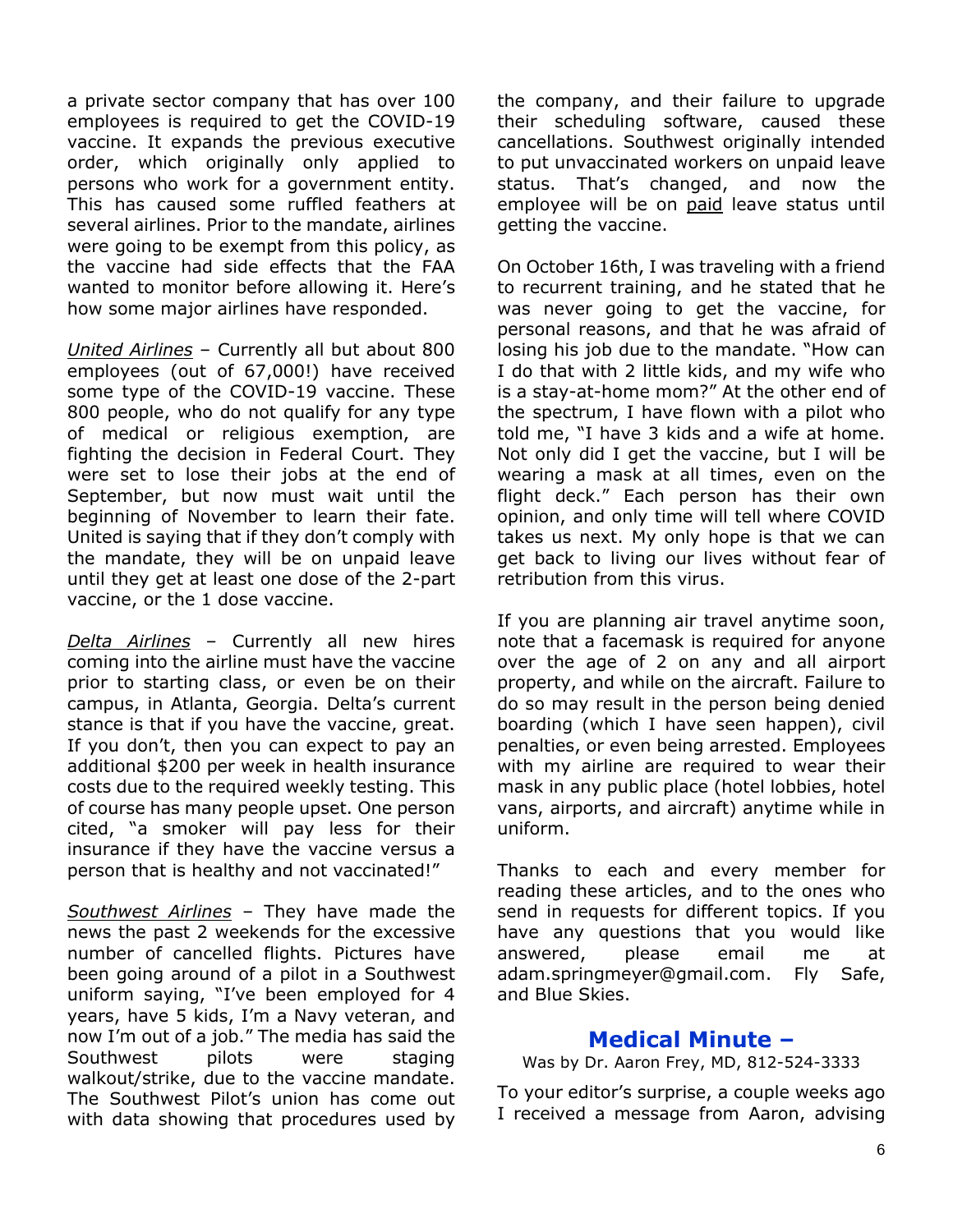a private sector company that has over 100 employees is required to get the COVID-19 vaccine. It expands the previous executive order, which originally only applied to persons who work for a government entity. This has caused some ruffled feathers at several airlines. Prior to the mandate, airlines were going to be exempt from this policy, as the vaccine had side effects that the FAA wanted to monitor before allowing it. Here's how some major airlines have responded.

*United Airlines* – Currently all but about 800 employees (out of 67,000!) have received some type of the COVID-19 vaccine. These 800 people, who do not qualify for any type of medical or religious exemption, are fighting the decision in Federal Court. They were set to lose their jobs at the end of September, but now must wait until the beginning of November to learn their fate. United is saying that if they don't comply with the mandate, they will be on unpaid leave until they get at least one dose of the 2-part vaccine, or the 1 dose vaccine.

*Delta Airlines* – Currently all new hires coming into the airline must have the vaccine prior to starting class, or even be on their campus, in Atlanta, Georgia. Delta's current stance is that if you have the vaccine, great. If you don't, then you can expect to pay an additional $200 per week in health insurance costs due to the required weekly testing. This of course has many people upset. One person cited, "a smoker will pay less for their insurance if they have the vaccine versus a person that is healthy and not vaccinated!"

*Southwest Airlines* – They have made the news the past 2 weekends for the excessive number of cancelled flights. Pictures have been going around of a pilot in a Southwest uniform saying, "I've been employed for 4 years, have 5 kids, I'm a Navy veteran, and now I'm out of a job." The media has said the Southwest pilots were staging walkout/strike, due to the vaccine mandate. The Southwest Pilot's union has come out with data showing that procedures used by the company, and their failure to upgrade their scheduling software, caused these cancellations. Southwest originally intended to put unvaccinated workers on unpaid leave status. That's changed, and now the employee will be on paid leave status until getting the vaccine.

On October 16th, I was traveling with a friend to recurrent training, and he stated that he was never going to get the vaccine, for personal reasons, and that he was afraid of losing his job due to the mandate. "How can I do that with 2 little kids, and my wife who is a stay-at-home mom?" At the other end of the spectrum, I have flown with a pilot who told me, "I have 3 kids and a wife at home. Not only did I get the vaccine, but I will be wearing a mask at all times, even on the flight deck." Each person has their own opinion, and only time will tell where COVID takes us next. My only hope is that we can get back to living our lives without fear of retribution from this virus.

If you are planning air travel anytime soon, note that a facemask is required for anyone over the age of 2 on any and all airport property, and while on the aircraft. Failure to do so may result in the person being denied boarding (which I have seen happen), civil penalties, or even being arrested. Employees with my airline are required to wear their mask in any public place (hotel lobbies, hotel vans, airports, and aircraft) anytime while in uniform.

Thanks to each and every member for reading these articles, and to the ones who send in requests for different topics. If you have any questions that you would like answered, please email me at adam.springmeyer@gmail.com. Fly Safe, and Blue Skies.

## Medical Minute –

Was by Dr. Aaron Frey, MD, 812-524-3333

To your editor's surprise, a couple weeks ago I received a message from Aaron, advising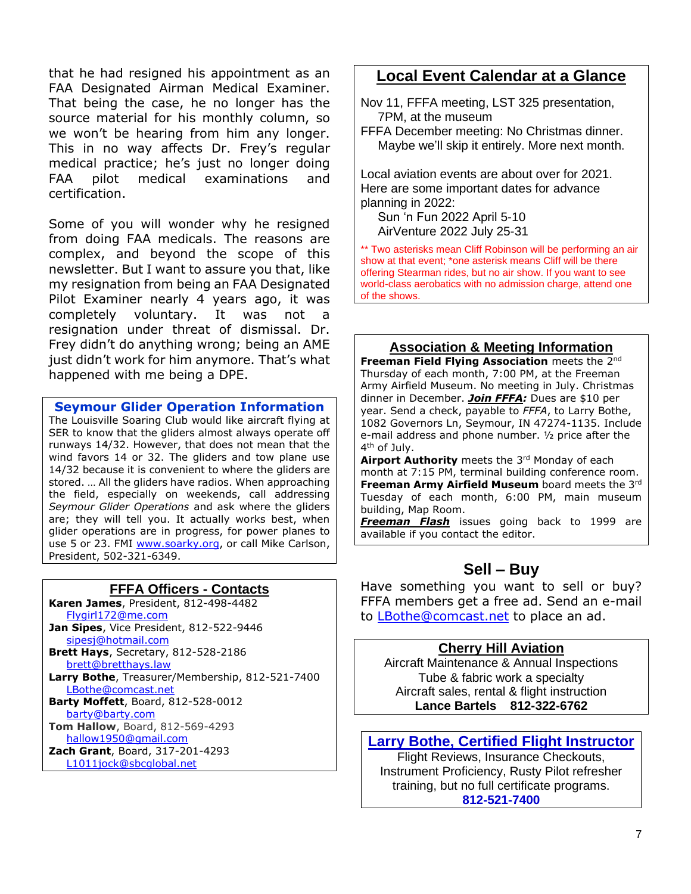that he had resigned his appointment as an FAA Designated Airman Medical Examiner. That being the case, he no longer has the source material for his monthly column, so we won't be hearing from him any longer. This in no way affects Dr. Frey's regular medical practice; he's just no longer doing FAA pilot medical examinations and certification.

Some of you will wonder why he resigned from doing FAA medicals. The reasons are complex, and beyond the scope of this newsletter. But I want to assure you that, like my resignation from being an FAA Designated Pilot Examiner nearly 4 years ago, it was completely voluntary. It was not a resignation under threat of dismissal. Dr. Frey didn't do anything wrong; being an AME just didn't work for him anymore. That's what happened with me being a DPE.

## Seymour Glider Operation Information

The Louisville Soaring Club would like aircraft flying at SER to know that the gliders almost always operate off runways 14/32. However, that does not mean that the wind favors 14 or 32. The gliders and tow plane use 14/32 because it is convenient to where the gliders are stored. … All the gliders have radios. When approaching the field, especially on weekends, call addressing *Seymour Glider Operations* and ask where the gliders are; they will tell you. It actually works best, when glider operations are in progress, for power planes to use 5 or 23. FMI www.soarky.org, or call Mike Carlson, President, 502-321-6349.

## FFFA Officers - Contacts

**Karen James**, President, 812-498-4482
Flygirl172@me.com
**Jan Sipes**, Vice President, 812-522-9446
sipesj@hotmail.com
**Brett Hays**, Secretary, 812-528-2186
brett@bretthays.law
**Larry Bothe**, Treasurer/Membership, 812-521-7400
LBothe@comcast.net
**Barty Moffett**, Board, 812-528-0012
barty@barty.com
**Tom Hallow**, Board, 812-569-4293
hallow1950@gmail.com
**Zach Grant**, Board, 317-201-4293
L1011jock@sbcglobal.net

## Local Event Calendar at a Glance

Nov 11, FFFA meeting, LST 325 presentation, 7PM, at the museum
FFFA December meeting: No Christmas dinner. Maybe we'll skip it entirely. More next month.

Local aviation events are about over for 2021. Here are some important dates for advance planning in 2022:
Sun 'n Fun 2022 April 5-10
AirVenture 2022 July 25-31

** Two asterisks mean Cliff Robinson will be performing an air show at that event; *one asterisk means Cliff will be there offering Stearman rides, but no air show. If you want to see world-class aerobatics with no admission charge, attend one of the shows.

## Association & Meeting Information

**Freeman Field Flying Association** meets the 2nd Thursday of each month, 7:00 PM, at the Freeman Army Airfield Museum. No meeting in July. Christmas dinner in December. ***Join FFFA:*** Dues are $10 per year. Send a check, payable to *FFFA*, to Larry Bothe, 1082 Governors Ln, Seymour, IN 47274-1135. Include e-mail address and phone number. ½ price after the 4th of July.
**Airport Authority** meets the 3rd Monday of each month at 7:15 PM, terminal building conference room.
**Freeman Army Airfield Museum** board meets the 3rd Tuesday of each month, 6:00 PM, main museum building, Map Room.
***Freeman Flash*** issues going back to 1999 are available if you contact the editor.

## Sell – Buy

Have something you want to sell or buy? FFFA members get a free ad. Send an e-mail to LBothe@comcast.net to place an ad.

## Cherry Hill Aviation

Aircraft Maintenance & Annual Inspections
Tube & fabric work a specialty
Aircraft sales, rental & flight instruction
**Lance Bartels 812-322-6762**

## Larry Bothe, Certified Flight Instructor

Flight Reviews, Insurance Checkouts, Instrument Proficiency, Rusty Pilot refresher training, but no full certificate programs.
**812-521-7400**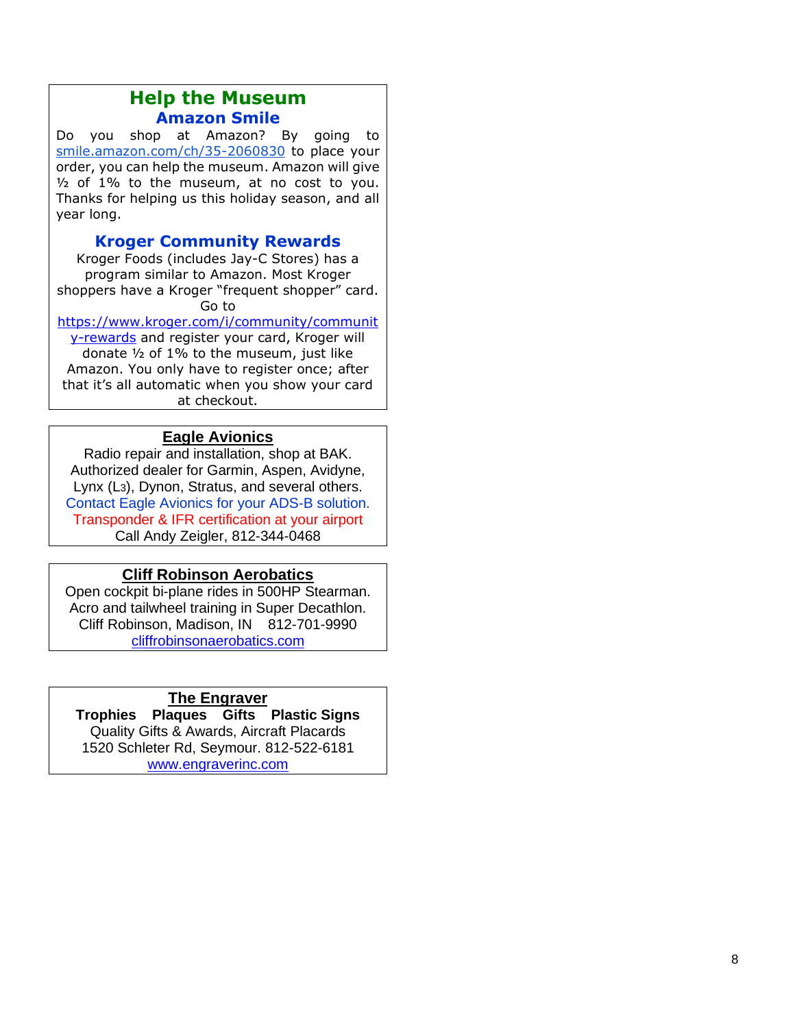## Help the Museum

### Amazon Smile

Do you shop at Amazon? By going to smile.amazon.com/ch/35-2060830 to place your order, you can help the museum. Amazon will give ½ of 1% to the museum, at no cost to you. Thanks for helping us this holiday season, and all year long.

### Kroger Community Rewards

Kroger Foods (includes Jay-C Stores) has a program similar to Amazon. Most Kroger shoppers have a Kroger "frequent shopper" card. Go to https://www.kroger.com/i/community/community-rewards and register your card, Kroger will donate ½ of 1% to the museum, just like Amazon. You only have to register once; after that it's all automatic when you show your card at checkout.

---

**Eagle Avionics**

Radio repair and installation, shop at BAK.
Authorized dealer for Garmin, Aspen, Avidyne, Lynx (L3), Dynon, Stratus, and several others.
Contact Eagle Avionics for your ADS-B solution.
Transponder & IFR certification at your airport
Call Andy Zeigler, 812-344-0468

---

**Cliff Robinson Aerobatics**

Open cockpit bi-plane rides in 500HP Stearman.
Acro and tailwheel training in Super Decathlon.
Cliff Robinson, Madison, IN 812-701-9990
cliffrobinsonaerobatics.com

---

**The Engraver**

**Trophies Plaques Gifts Plastic Signs**
Quality Gifts & Awards, Aircraft Placards
1520 Schleter Rd, Seymour. 812-522-6181
www.engraverinc.com